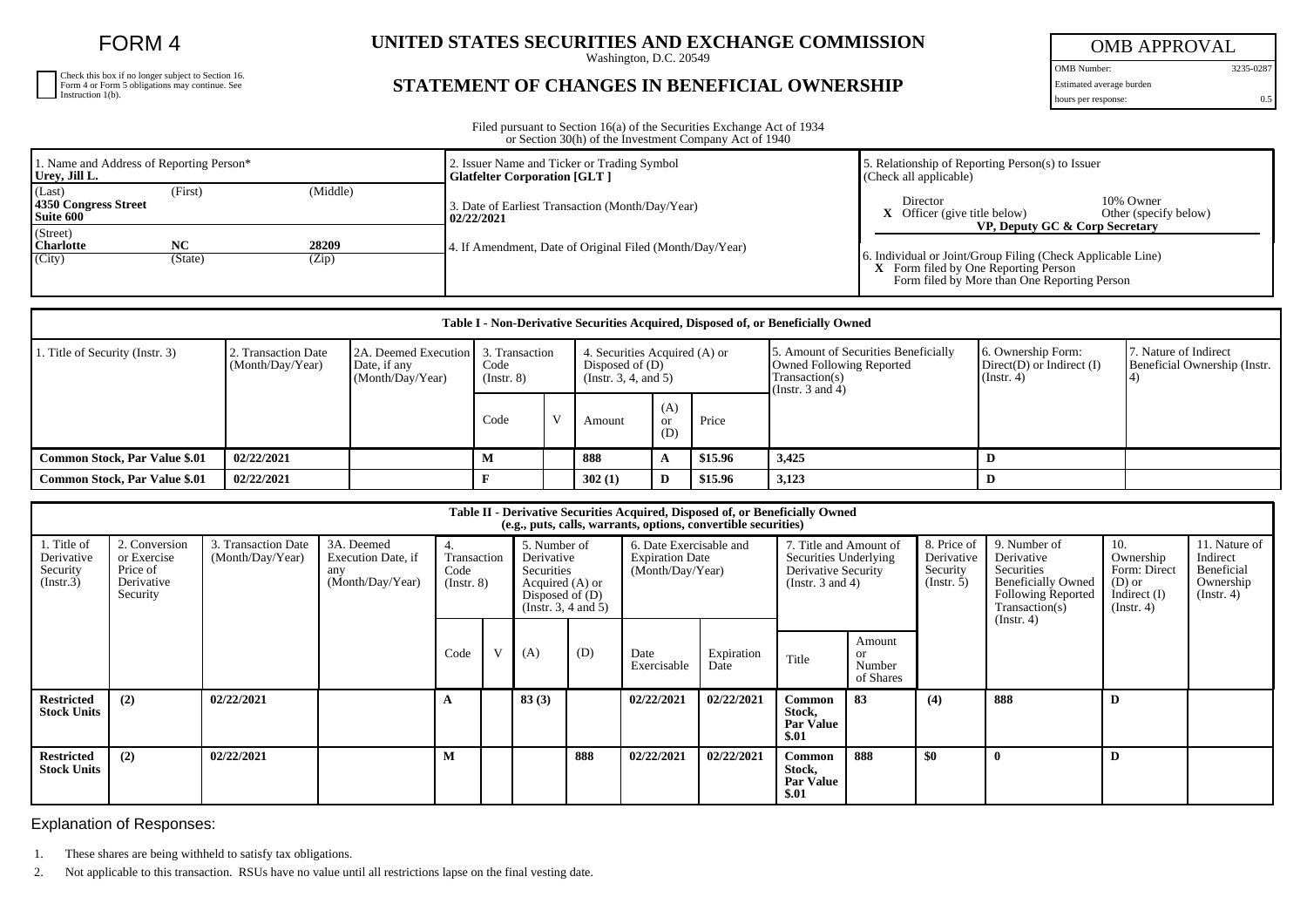# FORM 4

Check this box if no longer subject to Section 16. Form 4 or Form 5 obligations may continue. See Instruction 1(b).

## UNITED STATES SECURITIES AND EXCHANGE COMMISSION

Washington, D.C. 20549

## STATEMENT OF CHANGES IN BENEFICIAL OWNERSHIP

| OMB APPROVAL | |
|---|---|
| OMB Number: | 3235-0287 |
| Estimated average burden hours per response: | 0.5 |

Filed pursuant to Section 16(a) of the Securities Exchange Act of 1934 or Section 30(h) of the Investment Company Act of 1940

1. Name and Address of Reporting Person*
**Urey, Jill L.**
(Last) (First) (Middle)
**4350 Congress Street**
**Suite 600**
(Street)
**Charlotte** **NC** **28209**
(City) (State) (Zip)

2. Issuer Name and Ticker or Trading Symbol
**Glatfelter Corporation [GLT ]**

3. Date of Earliest Transaction (Month/Day/Year)
**02/22/2021**

4. If Amendment, Date of Original Filed (Month/Day/Year)

5. Relationship of Reporting Person(s) to Issuer (Check all applicable)
Director
10% Owner
**X** Officer (give title below)
Other (specify below)
**VP, Deputy GC & Corp Secretary**

6. Individual or Joint/Group Filing (Check Applicable Line)
**X** Form filed by One Reporting Person
Form filed by More than One Reporting Person

| Table I - Non-Derivative Securities Acquired, Disposed of, or Beneficially Owned | | | | | | | | | | |
|---|---|---|---|---|---|---|---|---|---|---|
| 1. Title of Security (Instr. 3) | 2. Transaction Date (Month/Day/Year) | 2A. Deemed Execution Date, if any (Month/Day/Year) | 3. Transaction Code (Instr. 8) | | 4. Securities Acquired (A) or Disposed of (D) (Instr. 3, 4, and 5) | | | 5. Amount of Securities Beneficially Owned Following Reported Transaction(s) (Instr. 3 and 4) | 6. Ownership Form: Direct(D) or Indirect (I) (Instr. 4) | 7. Nature of Indirect Beneficial Ownership (Instr. 4) |
| | | | Code | V | Amount | (A) or (D) | Price | | | |
| **Common Stock, Par Value $.01** | **02/22/2021** | | **M** | | **888** | **A** | **$15.96** | **3,425** | **D** | |
| **Common Stock, Par Value $.01** | **02/22/2021** | | **F** | | **302 (1)** | **D** | **$15.96** | **3,123** | **D** | |

| Table II - Derivative Securities Acquired, Disposed of, or Beneficially Owned (e.g., puts, calls, warrants, options, convertible securities) | | | | | | | | | | | | | | |
|---|---|---|---|---|---|---|---|---|---|---|---|---|---|---|
| 1. Title of Derivative Security (Instr.3) | 2. Conversion or Exercise Price of Derivative Security | 3. Transaction Date (Month/Day/Year) | 3A. Deemed Execution Date, if any (Month/Day/Year) | 4. Transaction Code (Instr. 8) | | 5. Number of Derivative Securities Acquired (A) or Disposed of (D) (Instr. 3, 4 and 5) | | 6. Date Exercisable and Expiration Date (Month/Day/Year) | | 7. Title and Amount of Securities Underlying Derivative Security (Instr. 3 and 4) | | 8. Price of Derivative Security (Instr. 5) | 9. Number of Derivative Securities Beneficially Owned Following Reported Transaction(s) (Instr. 4) | 10. Ownership Form: Direct (D) or Indirect (I) (Instr. 4) | 11. Nature of Indirect Beneficial Ownership (Instr. 4) |
| | | | | Code | V | (A) | (D) | Date Exercisable | Expiration Date | Title | Amount or Number of Shares | | | | |
| **Restricted Stock Units** | **(2)** | **02/22/2021** | | **A** | | **83 (3)** | | **02/22/2021** | **02/22/2021** | **Common Stock, Par Value $.01** | **83** | **(4)** | **888** | **D** | |
| **Restricted Stock Units** | **(2)** | **02/22/2021** | | **M** | | | **888** | **02/22/2021** | **02/22/2021** | **Common Stock, Par Value $.01** | **888** | **$0** | **0** | **D** | |

Explanation of Responses:

1. These shares are being withheld to satisfy tax obligations.
2. Not applicable to this transaction. RSUs have no value until all restrictions lapse on the final vesting date.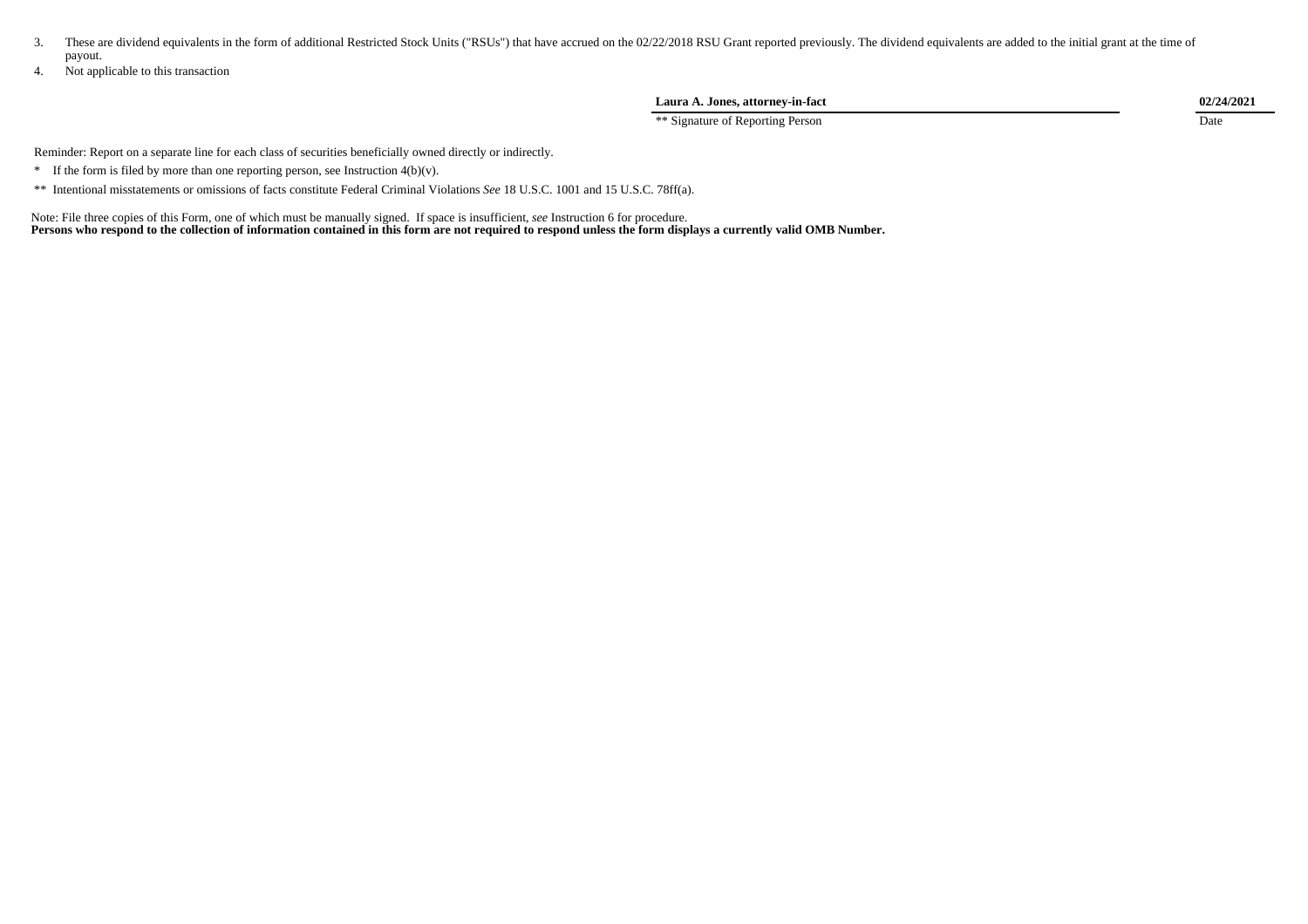3. These are dividend equivalents in the form of additional Restricted Stock Units ("RSUs") that have accrued on the 02/22/2018 RSU Grant reported previously. The dividend equivalents are added to the initial grant at the time of payout.
4. Not applicable to this transaction

| | |
|---|---|
| **Laura A. Jones, attorney-in-fact** | **02/24/2021** |
| ** Signature of Reporting Person | Date |

Reminder: Report on a separate line for each class of securities beneficially owned directly or indirectly.

\* If the form is filed by more than one reporting person, see Instruction 4(b)(v).

** Intentional misstatements or omissions of facts constitute Federal Criminal Violations *See* 18 U.S.C. 1001 and 15 U.S.C. 78ff(a).

Note: File three copies of this Form, one of which must be manually signed. If space is insufficient, *see* Instruction 6 for procedure.
**Persons who respond to the collection of information contained in this form are not required to respond unless the form displays a currently valid OMB Number.**